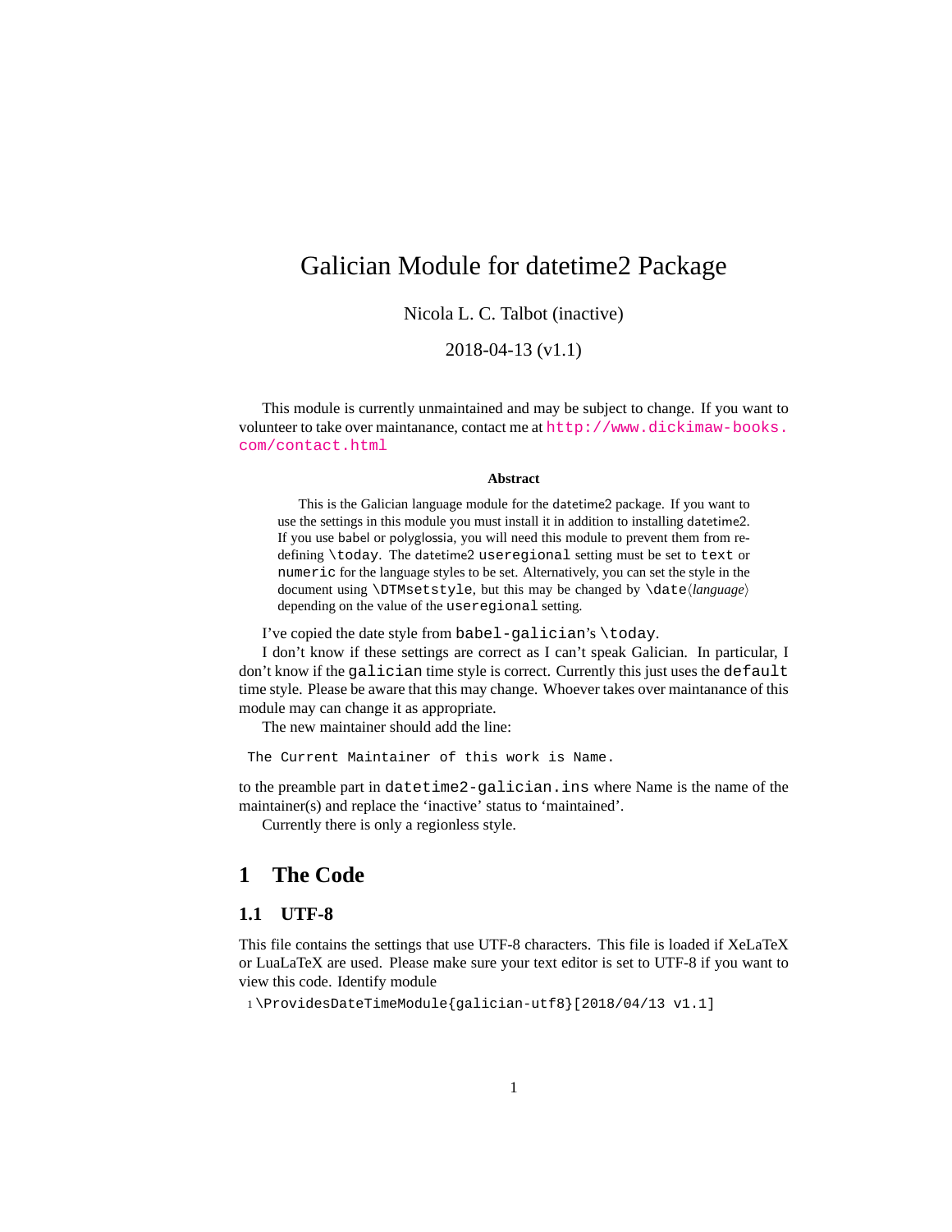# Galician Module for datetime2 Package

Nicola L. C. Talbot (inactive)

2018-04-13 (v1.1)

This module is currently unmaintained and may be subject to change. If you want to volunteer to take over maintanance, contact me at http://www.dickimaw-books.com/contact.html

**Abstract**

This is the Galician language module for the datetime2 package. If you want to use the settings in this module you must install it in addition to installing datetime2. If you use babel or polyglossia, you will need this module to prevent them from redefining `\today`. The datetime2 `useregional` setting must be set to `text` or `numeric` for the language styles to be set. Alternatively, you can set the style in the document using `\DTMsetstyle`, but this may be changed by `\date`⟨*language*⟩ depending on the value of the `useregional` setting.

I've copied the date style from `babel-galician`'s `\today`.

I don't know if these settings are correct as I can't speak Galician. In particular, I don't know if the `galician` time style is correct. Currently this just uses the `default` time style. Please be aware that this may change. Whoever takes over maintanance of this module may can change it as appropriate.

The new maintainer should add the line:

```
The Current Maintainer of this work is Name.
```

to the preamble part in `datetime2-galician.ins` where Name is the name of the maintainer(s) and replace the 'inactive' status to 'maintained'.

Currently there is only a regionless style.

## 1 The Code

### 1.1 UTF-8

This file contains the settings that use UTF-8 characters. This file is loaded if XeLaTeX or LuaLaTeX are used. Please make sure your text editor is set to UTF-8 if you want to view this code. Identify module

```
1 \ProvidesDateTimeModule{galician-utf8}[2018/04/13 v1.1]
```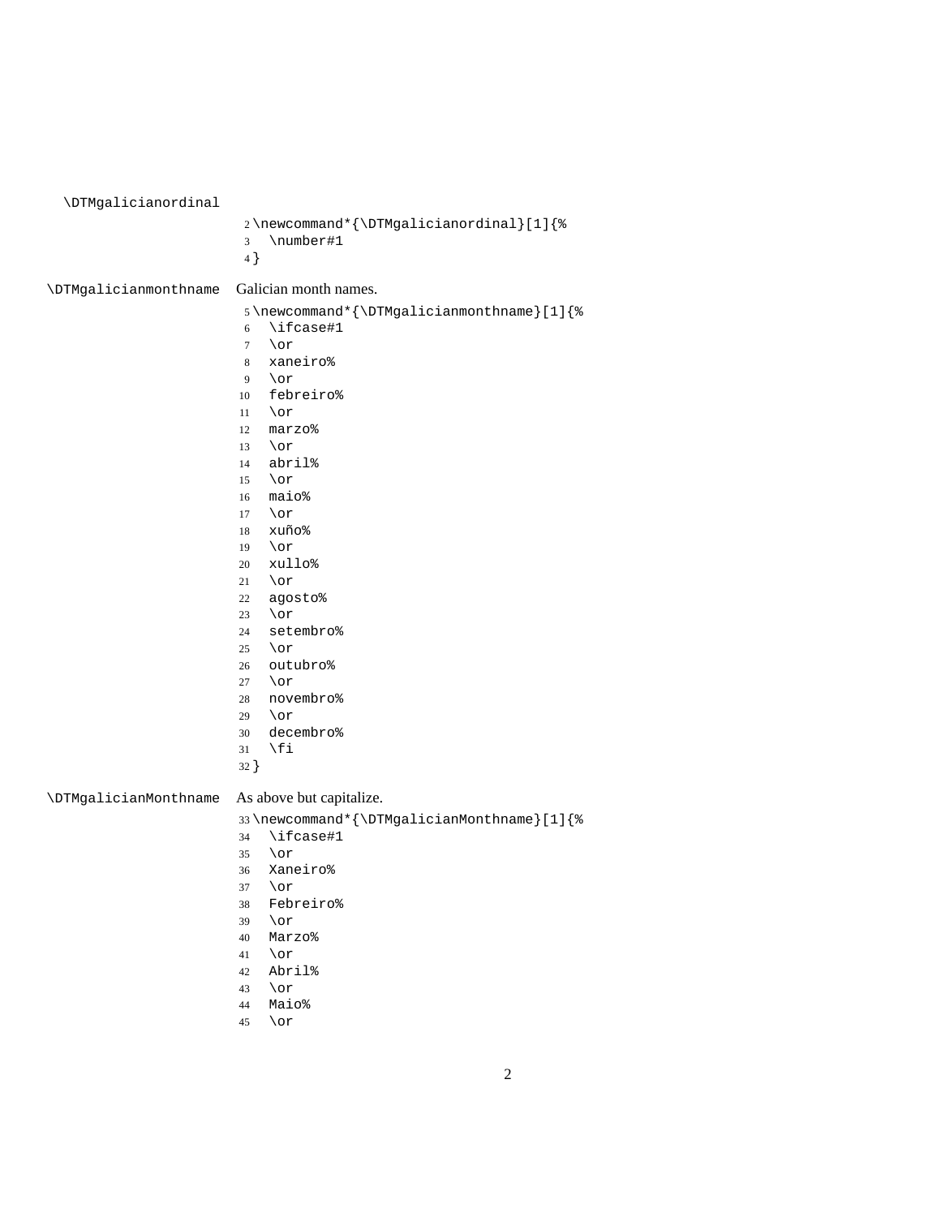\DTMgalicianordinal

```
2 \newcommand*{\DTMgalicianordinal}[1]{%
3   \number#1
4 }
```

\DTMgalicianmonthname Galician month names.

```
5 \newcommand*{\DTMgalicianmonthname}[1]{%
6   \ifcase#1
7   \or
8   xaneiro%
9   \or
10  febreiro%
11  \or
12  marzo%
13  \or
14  abril%
15  \or
16  maio%
17  \or
18  xuño%
19  \or
20  xullo%
21  \or
22  agosto%
23  \or
24  setembro%
25  \or
26  outubro%
27  \or
28  novembro%
29  \or
30  decembro%
31  \fi
32 }
```

\DTMgalicianMonthname As above but capitalize.

```
33 \newcommand*{\DTMgalicianMonthname}[1]{%
34  \ifcase#1
35  \or
36  Xaneiro%
37  \or
38  Febreiro%
39  \or
40  Marzo%
41  \or
42  Abril%
43  \or
44  Maio%
45  \or
```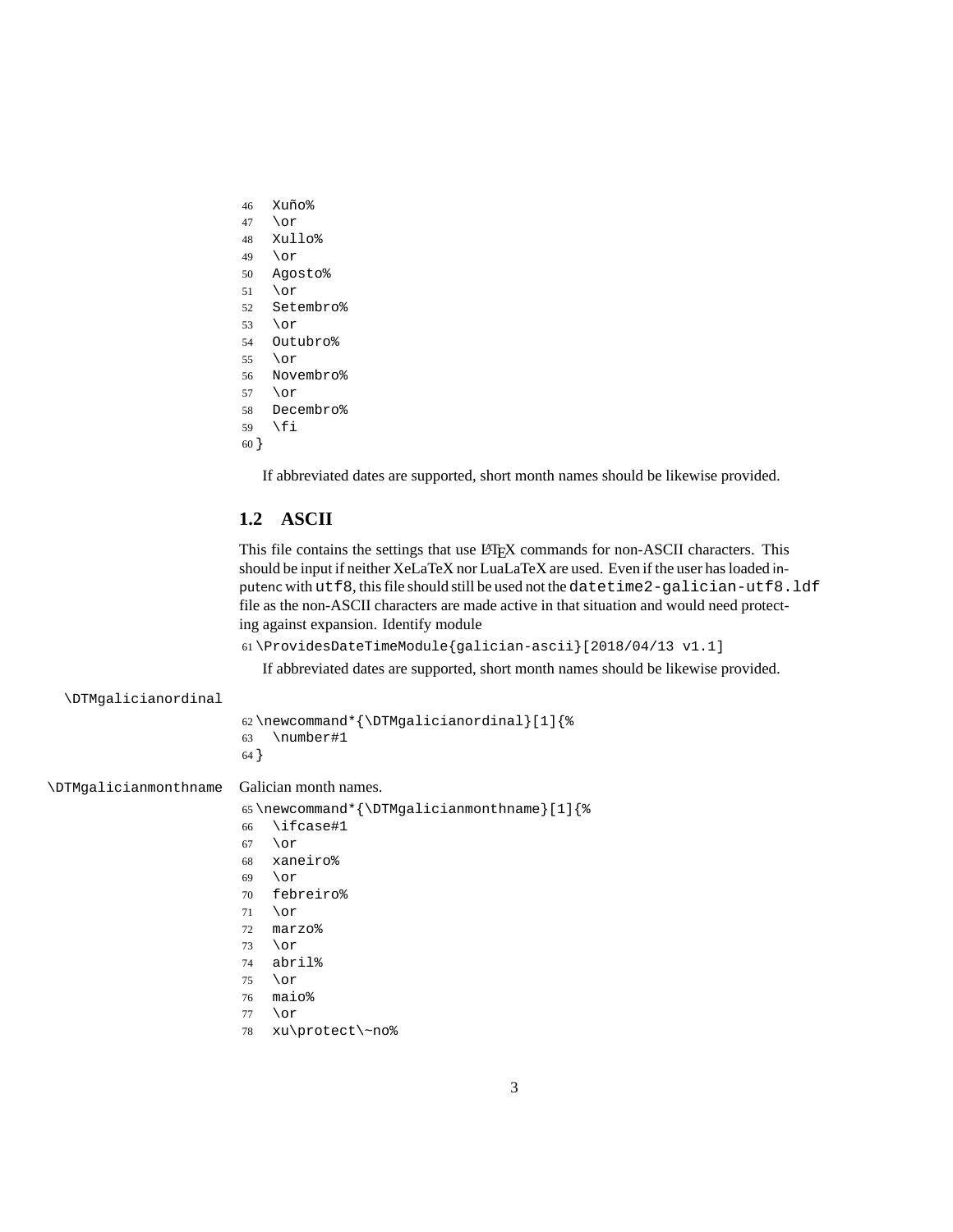```
46   Xuño%
47   \or
48   Xullo%
49   \or
50   Agosto%
51   \or
52   Setembro%
53   \or
54   Outubro%
55   \or
56   Novembro%
57   \or
58   Decembro%
59   \fi
60 }
```

If abbreviated dates are supported, short month names should be likewise provided.

## 1.2 ASCII

This file contains the settings that use LaTeX commands for non-ASCII characters. This should be input if neither XeLaTeX nor LuaLaTeX are used. Even if the user has loaded inputenc with utf8, this file should still be used not the datetime2-galician-utf8.ldf file as the non-ASCII characters are made active in that situation and would need protecting against expansion. Identify module

```
61 \ProvidesDateTimeModule{galician-ascii}[2018/04/13 v1.1]
```

If abbreviated dates are supported, short month names should be likewise provided.

\DTMgalicianordinal

```
62 \newcommand*{\DTMgalicianordinal}[1]{%
63   \number#1
64 }
```

\DTMgalicianmonthname Galician month names.

```
65 \newcommand*{\DTMgalicianmonthname}[1]{%
66   \ifcase#1
67   \or
68   xaneiro%
69   \or
70   febreiro%
71   \or
72   marzo%
73   \or
74   abril%
75   \or
76   maio%
77   \or
78   xu\protect\~no%
```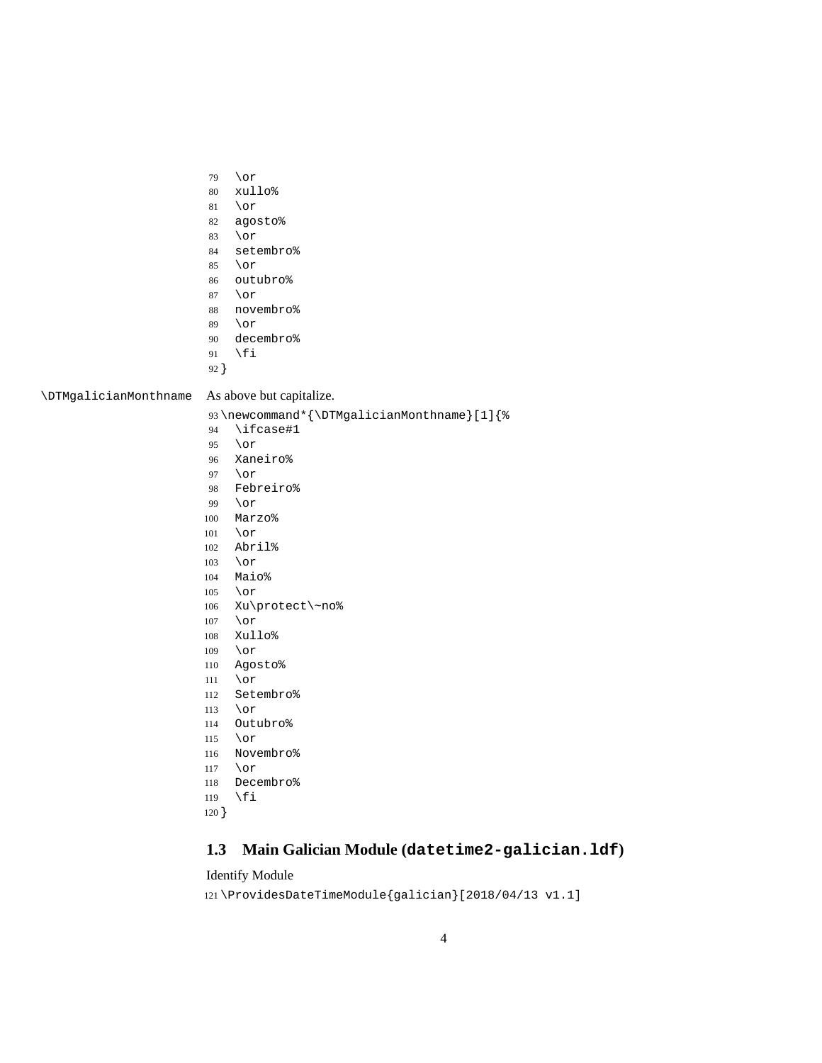```
79   \or
80   xullo%
81   \or
82   agosto%
83   \or
84   setembro%
85   \or
86   outubro%
87   \or
88   novembro%
89   \or
90   decembro%
91   \fi
92 }
```

\DTMgalicianMonthname As above but capitalize.

```
93 \newcommand*{\DTMgalicianMonthname}[1]{%
94   \ifcase#1
95   \or
96   Xaneiro%
97   \or
98   Febreiro%
99   \or
100  Marzo%
101  \or
102  Abril%
103  \or
104  Maio%
105  \or
106  Xu\protect\~no%
107  \or
108  Xullo%
109  \or
110  Agosto%
111  \or
112  Setembro%
113  \or
114  Outubro%
115  \or
116  Novembro%
117  \or
118  Decembro%
119  \fi
120 }
```

### 1.3 Main Galician Module (datetime2-galician.ldf)

Identify Module

```
121 \ProvidesDateTimeModule{galician}[2018/04/13 v1.1]
```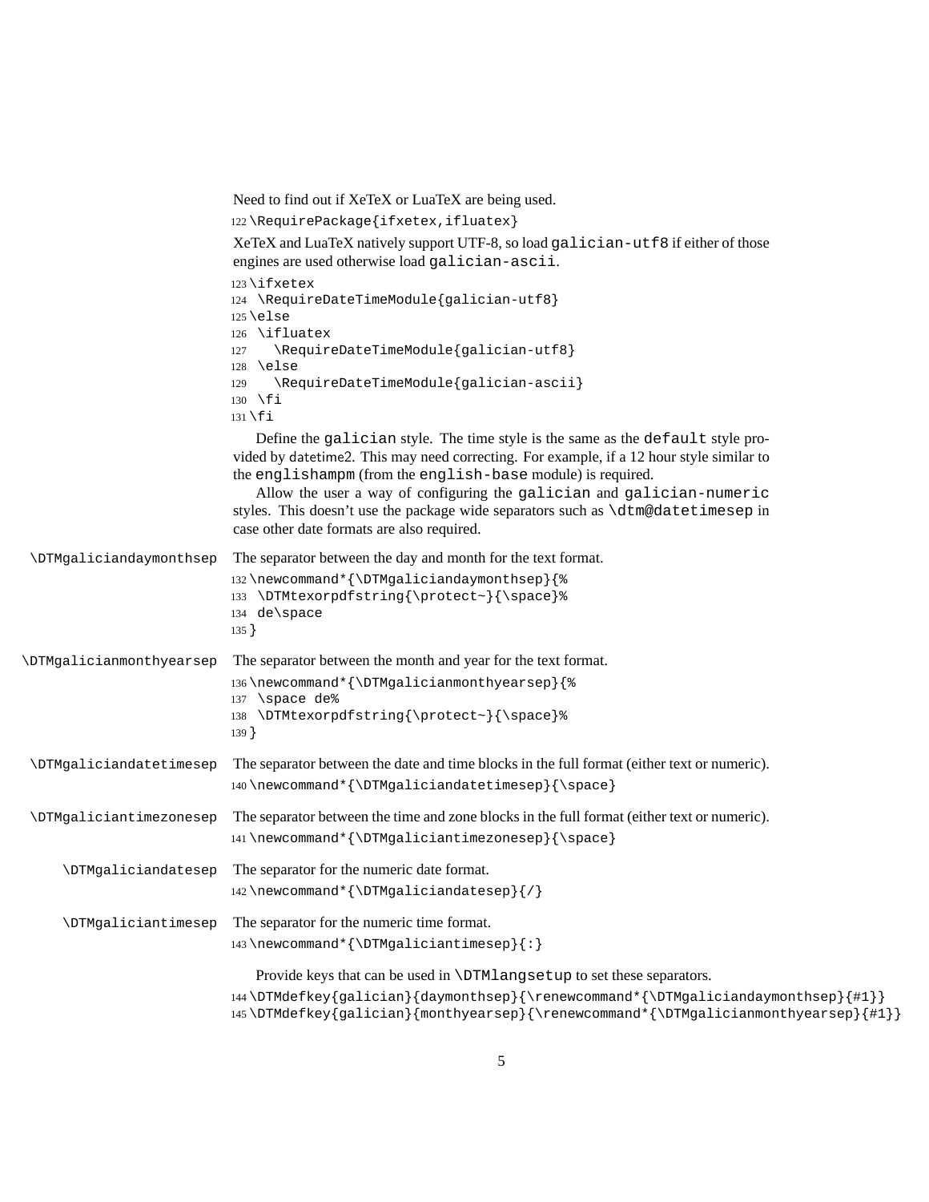Need to find out if XeTeX or LuaTeX are being used.

```
122 \RequirePackage{ifxetex,ifluatex}
```

XeTeX and LuaTeX natively support UTF-8, so load `galician-utf8` if either of those engines are used otherwise load `galician-ascii`.

```
123 \ifxetex
124  \RequireDateTimeModule{galician-utf8}
125 \else
126  \ifluatex
127    \RequireDateTimeModule{galician-utf8}
128  \else
129    \RequireDateTimeModule{galician-ascii}
130  \fi
131 \fi
```

Define the `galician` style. The time style is the same as the `default` style provided by datetime2. This may need correcting. For example, if a 12 hour style similar to the `englishampm` (from the `english-base` module) is required.

Allow the user a way of configuring the `galician` and `galician-numeric` styles. This doesn't use the package wide separators such as `\dtm@datetimesep` in case other date formats are also required.

`\DTMgaliciandaymonthsep` The separator between the day and month for the text format.

```
132 \newcommand*{\DTMgaliciandaymonthsep}{%
133  \DTMtexorpdfstring{\protect~}{\space}%
134  de\space
135 }
```

`\DTMgalicianmonthyearsep` The separator between the month and year for the text format.

```
136 \newcommand*{\DTMgalicianmonthyearsep}{%
137  \space de%
138  \DTMtexorpdfstring{\protect~}{\space}%
139 }
```

`\DTMgaliciandatetimesep` The separator between the date and time blocks in the full format (either text or numeric).

```
140 \newcommand*{\DTMgaliciandatetimesep}{\space}
```

`\DTMgaliciantimezonesep` The separator between the time and zone blocks in the full format (either text or numeric).

```
141 \newcommand*{\DTMgaliciantimezonesep}{\space}
```

`\DTMgaliciandatesep` The separator for the numeric date format.

```
142 \newcommand*{\DTMgaliciandatesep}{/}
```

`\DTMgaliciantimesep` The separator for the numeric time format.

```
143 \newcommand*{\DTMgaliciantimesep}{:}
```

Provide keys that can be used in `\DTMlangsetup` to set these separators.

```
144 \DTMdefkey{galician}{daymonthsep}{\renewcommand*{\DTMgaliciandaymonthsep}{#1}}
145 \DTMdefkey{galician}{monthyearsep}{\renewcommand*{\DTMgalicianmonthyearsep}{#1}}
```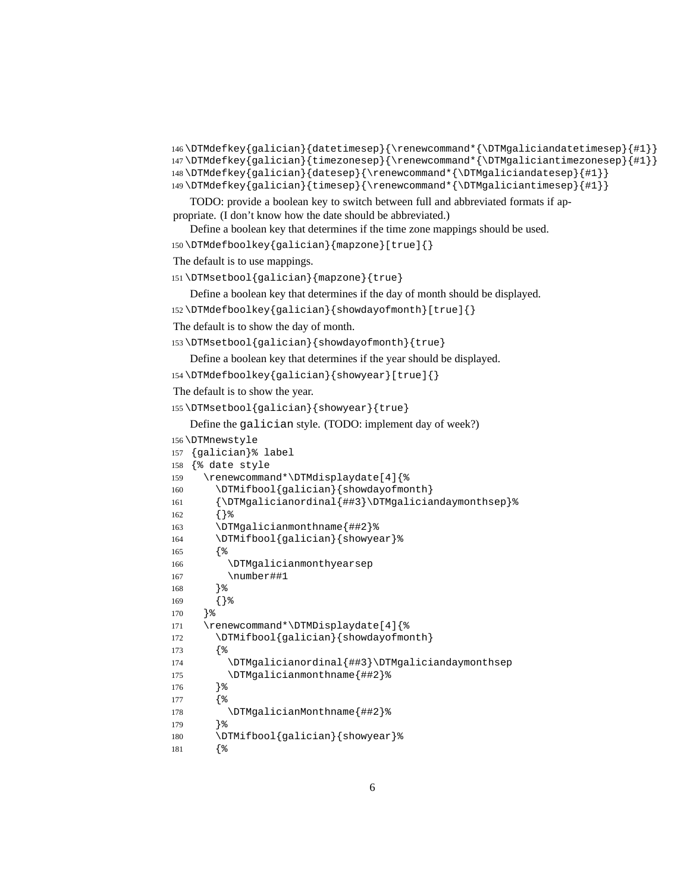```
146 \DTMdefkey{galician}{datetimesep}{\renewcommand*{\DTMgaliciandatetimesep}{#1}}
147 \DTMdefkey{galician}{timezonesep}{\renewcommand*{\DTMgaliciantimezonesep}{#1}}
148 \DTMdefkey{galician}{datesep}{\renewcommand*{\DTMgaliciandatesep}{#1}}
149 \DTMdefkey{galician}{timesep}{\renewcommand*{\DTMgaliciantimesep}{#1}}
```

TODO: provide a boolean key to switch between full and abbreviated formats if appropriate. (I don't know how the date should be abbreviated.)

Define a boolean key that determines if the time zone mappings should be used.

```
150 \DTMdefboolkey{galician}{mapzone}[true]{}
```

The default is to use mappings.

```
151 \DTMsetbool{galician}{mapzone}{true}
```

Define a boolean key that determines if the day of month should be displayed.

```
152 \DTMdefboolkey{galician}{showdayofmonth}[true]{}
```

The default is to show the day of month.

```
153 \DTMsetbool{galician}{showdayofmonth}{true}
```

Define a boolean key that determines if the year should be displayed.

```
154 \DTMdefboolkey{galician}{showyear}[true]{}
```

The default is to show the year.

```
155 \DTMsetbool{galician}{showyear}{true}
```

Define the galician style. (TODO: implement day of week?)

```
156 \DTMnewstyle
157  {galician}% label
158  {% date style
159    \renewcommand*\DTMdisplaydate[4]{%
160      \DTMifbool{galician}{showdayofmonth}
161      {\DTMgalicianordinal{##3}\DTMgaliciandaymonthsep}%
162      {}%
163      \DTMgalicianmonthname{##2}%
164      \DTMifbool{galician}{showyear}%
165      {%
166        \DTMgalicianmonthyearsep
167        \number##1
168      }%
169      {}%
170    }%
171    \renewcommand*\DTMDisplaydate[4]{%
172      \DTMifbool{galician}{showdayofmonth}
173      {%
174        \DTMgalicianordinal{##3}\DTMgaliciandaymonthsep
175        \DTMgalicianmonthname{##2}%
176      }%
177      {%
178        \DTMgalicianMonthname{##2}%
179      }%
180      \DTMifbool{galician}{showyear}%
181      {%
```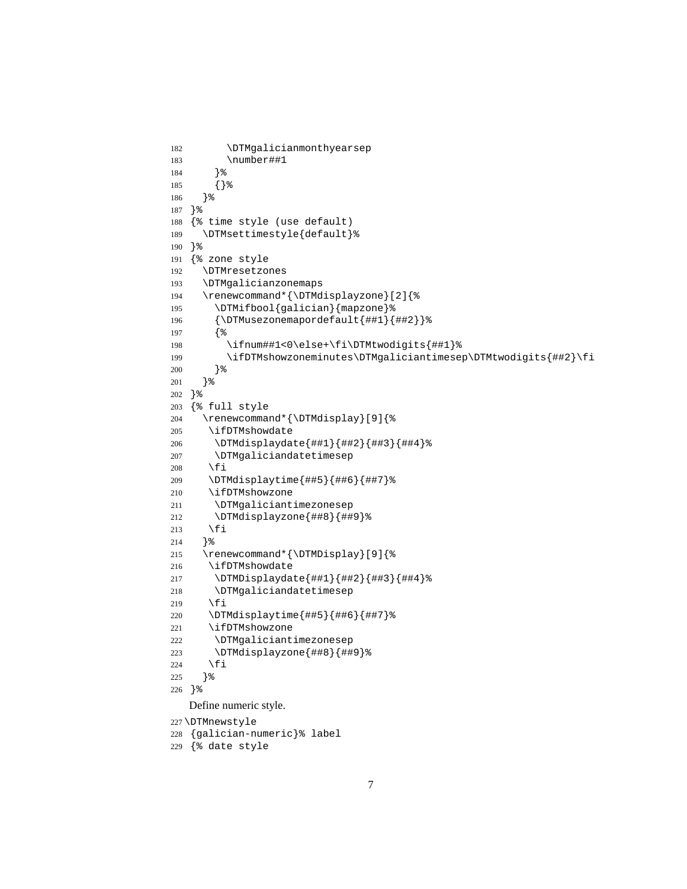```
182       \DTMgalicianmonthyearsep
183       \number##1
184     }%
185     {}%
186   }%
187 }%
188 {% time style (use default)
189   \DTMsettimestyle{default}%
190 }%
191 {% zone style
192   \DTMresetzones
193   \DTMgalicianzonemaps
194   \renewcommand*{\DTMdisplayzone}[2]{%
195     \DTMifbool{galician}{mapzone}%
196     {\DTMusezonemapordefault{##1}{##2}}%
197     {%
198       \ifnum##1<0\else+\fi\DTMtwodigits{##1}%
199       \ifDTMshowzoneminutes\DTMgaliciantimesep\DTMtwodigits{##2}\fi
200     }%
201   }%
202 }%
203 {% full style
204   \renewcommand*{\DTMdisplay}[9]{%
205    \ifDTMshowdate
206     \DTMdisplaydate{##1}{##2}{##3}{##4}%
207     \DTMgaliciandatetimesep
208    \fi
209    \DTMdisplaytime{##5}{##6}{##7}%
210    \ifDTMshowzone
211     \DTMgaliciantimezonesep
212     \DTMdisplayzone{##8}{##9}%
213    \fi
214   }%
215   \renewcommand*{\DTMDisplay}[9]{%
216    \ifDTMshowdate
217     \DTMDisplaydate{##1}{##2}{##3}{##4}%
218     \DTMgaliciandatetimesep
219    \fi
220    \DTMdisplaytime{##5}{##6}{##7}%
221    \ifDTMshowzone
222     \DTMgaliciantimezonesep
223     \DTMdisplayzone{##8}{##9}%
224    \fi
225   }%
226 }%
```

Define numeric style.

```
227 \DTMnewstyle
228 {galician-numeric}% label
229 {% date style
```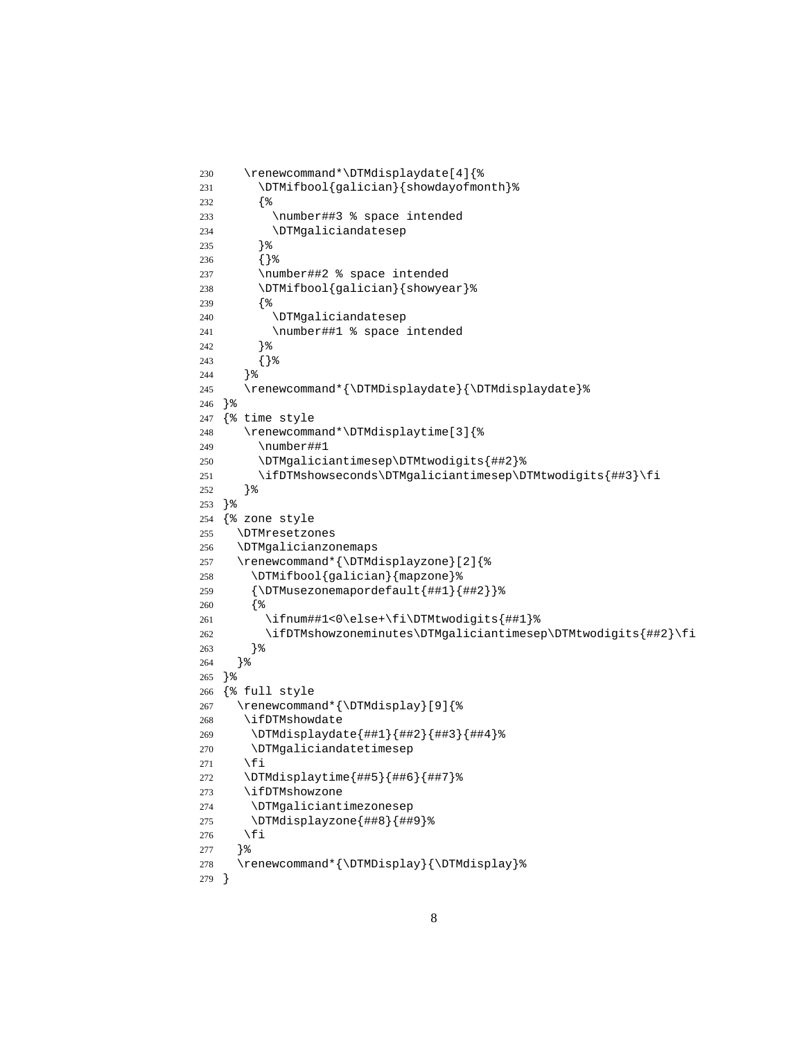```
230     \renewcommand*\DTMdisplaydate[4]{%
231       \DTMifbool{galician}{showdayofmonth}%
232       {%
233         \number##3 % space intended
234         \DTMgaliciandatesep
235       }%
236       {}%
237       \number##2 % space intended
238       \DTMifbool{galician}{showyear}%
239       {%
240         \DTMgaliciandatesep
241         \number##1 % space intended
242       }%
243       {}%
244     }%
245     \renewcommand*{\DTMDisplaydate}{\DTMdisplaydate}%
246 }%
247 {% time style
248     \renewcommand*\DTMdisplaytime[3]{%
249       \number##1
250       \DTMgaliciantimesep\DTMtwodigits{##2}%
251       \ifDTMshowseconds\DTMgaliciantimesep\DTMtwodigits{##3}\fi
252     }%
253 }%
254 {% zone style
255   \DTMresetzones
256   \DTMgalicianzonemaps
257   \renewcommand*{\DTMdisplayzone}[2]{%
258     \DTMifbool{galician}{mapzone}%
259     {\DTMusezonemapordefault{##1}{##2}}%
260     {%
261       \ifnum##1<0\else+\fi\DTMtwodigits{##1}%
262       \ifDTMshowzoneminutes\DTMgaliciantimesep\DTMtwodigits{##2}\fi
263     }%
264   }%
265 }%
266 {% full style
267   \renewcommand*{\DTMdisplay}[9]{%
268    \ifDTMshowdate
269     \DTMdisplaydate{##1}{##2}{##3}{##4}%
270     \DTMgaliciandatetimesep
271    \fi
272    \DTMdisplaytime{##5}{##6}{##7}%
273    \ifDTMshowzone
274     \DTMgaliciantimezonesep
275     \DTMdisplayzone{##8}{##9}%
276    \fi
277   }%
278   \renewcommand*{\DTMDisplay}{\DTMdisplay}%
279 }
```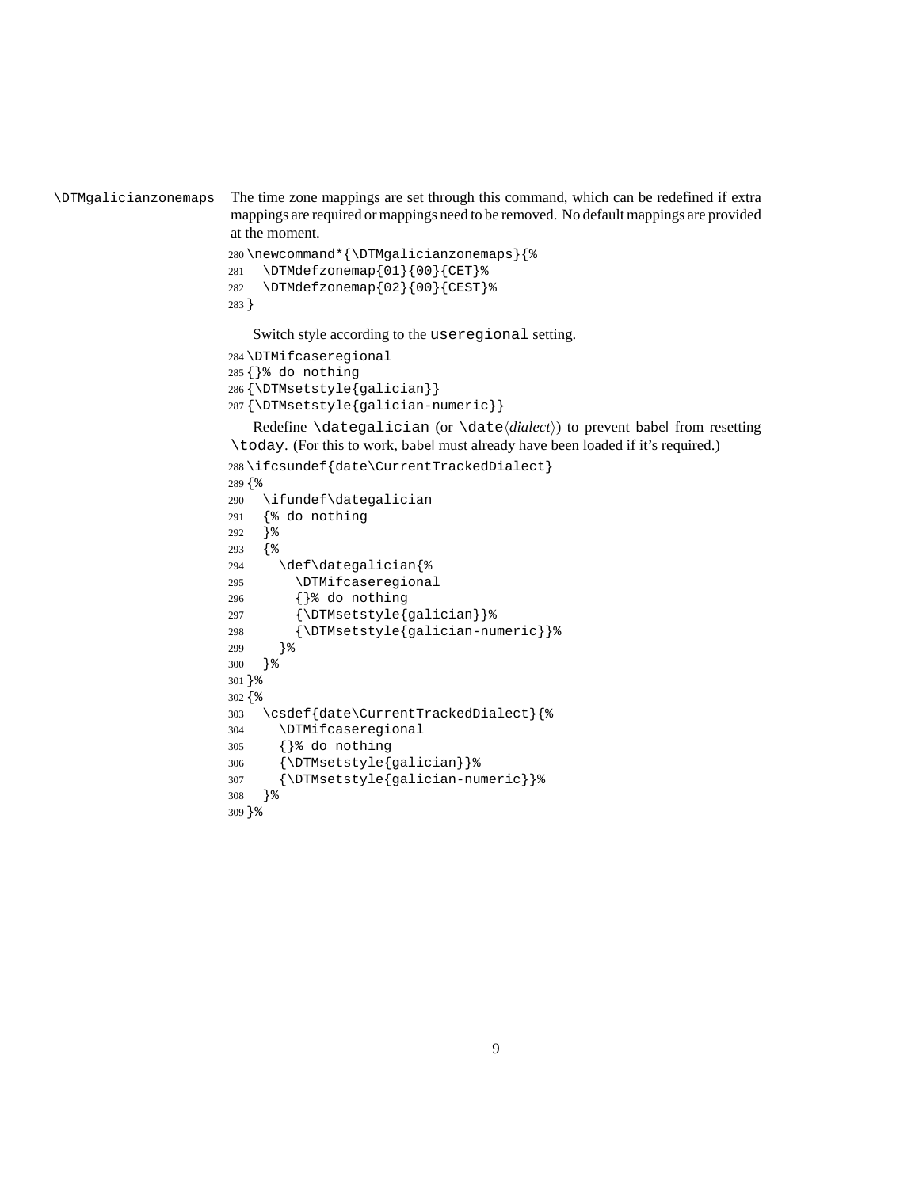\DTMgalicianzonemaps The time zone mappings are set through this command, which can be redefined if extra mappings are required or mappings need to be removed. No default mappings are provided at the moment.

```
280 \newcommand*{\DTMgalicianzonemaps}{%
281   \DTMdefzonemap{01}{00}{CET}%
282   \DTMdefzonemap{02}{00}{CEST}%
283 }
```

Switch style according to the `useregional` setting.

```
284 \DTMifcaseregional
285 {}% do nothing
286 {\DTMsetstyle{galician}}
287 {\DTMsetstyle{galician-numeric}}
```

Redefine `\dategalician` (or `\date`⟨*dialect*⟩) to prevent babel from resetting `\today`. (For this to work, babel must already have been loaded if it's required.)

```
288 \ifcsundef{date\CurrentTrackedDialect}
289 {%
290   \ifundef\dategalician
291   {% do nothing
292   }%
293   {%
294     \def\dategalician{%
295       \DTMifcaseregional
296       {}% do nothing
297       {\DTMsetstyle{galician}}%
298       {\DTMsetstyle{galician-numeric}}%
299     }%
300   }%
301 }%
302 {%
303   \csdef{date\CurrentTrackedDialect}{%
304     \DTMifcaseregional
305     {}% do nothing
306     {\DTMsetstyle{galician}}%
307     {\DTMsetstyle{galician-numeric}}%
308   }%
309 }%
```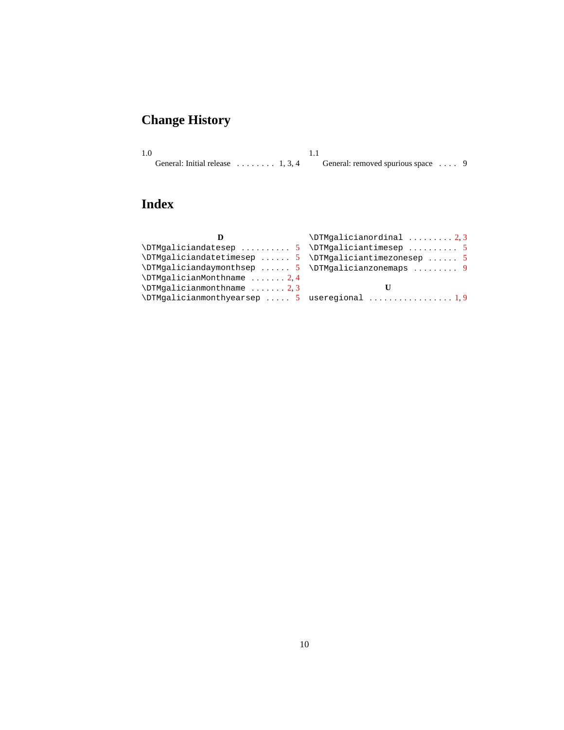# Change History

1.0

General: Initial release . . . . . . . . 1, 3, 4

1.1

General: removed spurious space . . . . 9

# Index

**D**

\DTMgaliciandatesep . . . . . . . . . . 5

\DTMgaliciandatetimesep . . . . . . 5

\DTMgaliciandaymonthsep . . . . . . 5

\DTMgalicianMonthname . . . . . . . 2, 4

\DTMgalicianmonthname . . . . . . . 2, 3

\DTMgalicianmonthyearsep . . . . . 5

\DTMgalicianordinal . . . . . . . . . 2, 3

\DTMgaliciantimesep . . . . . . . . . . 5

\DTMgaliciantimezonesep . . . . . . 5

\DTMgalicianzonemaps . . . . . . . . . 9

**U**

useregional . . . . . . . . . . . . . . . . . 1, 9